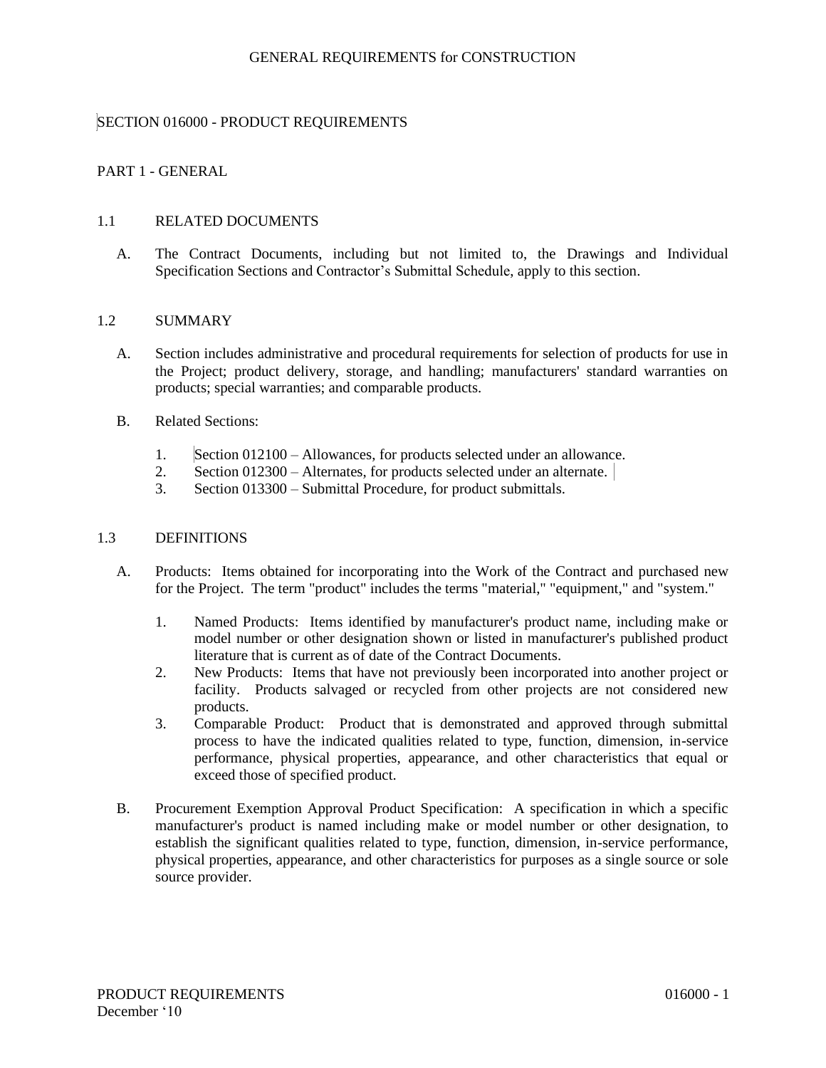# GENERAL REQUIREMENTS for CONSTRUCTION

## SECTION 016000 - PRODUCT REQUIREMENTS

### PART 1 - GENERAL

#### 1.1 RELATED DOCUMENTS

A. The Contract Documents, including but not limited to, the Drawings and Individual Specification Sections and Contractor's Submittal Schedule, apply to this section.

#### 1.2 SUMMARY

A. Section includes administrative and procedural requirements for selection of products for use in the Project; product delivery, storage, and handling; manufacturers' standard warranties on products; special warranties; and comparable products.

B. Related Sections:

1. Section 012100 – Allowances, for products selected under an allowance.
2. Section 012300 – Alternates, for products selected under an alternate.
3. Section 013300 – Submittal Procedure, for product submittals.

#### 1.3 DEFINITIONS

A. Products: Items obtained for incorporating into the Work of the Contract and purchased new for the Project. The term "product" includes the terms "material," "equipment," and "system."

1. Named Products: Items identified by manufacturer's product name, including make or model number or other designation shown or listed in manufacturer's published product literature that is current as of date of the Contract Documents.
2. New Products: Items that have not previously been incorporated into another project or facility. Products salvaged or recycled from other projects are not considered new products.
3. Comparable Product: Product that is demonstrated and approved through submittal process to have the indicated qualities related to type, function, dimension, in-service performance, physical properties, appearance, and other characteristics that equal or exceed those of specified product.

B. Procurement Exemption Approval Product Specification: A specification in which a specific manufacturer's product is named including make or model number or other designation, to establish the significant qualities related to type, function, dimension, in-service performance, physical properties, appearance, and other characteristics for purposes as a single source or sole source provider.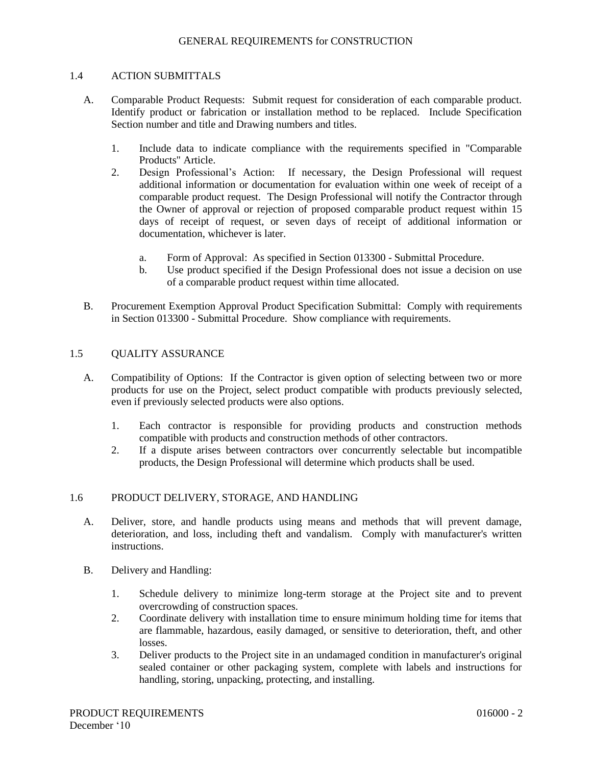## 1.4 ACTION SUBMITTALS

A. Comparable Product Requests: Submit request for consideration of each comparable product. Identify product or fabrication or installation method to be replaced. Include Specification Section number and title and Drawing numbers and titles.

1. Include data to indicate compliance with the requirements specified in "Comparable Products" Article.
2. Design Professional's Action: If necessary, the Design Professional will request additional information or documentation for evaluation within one week of receipt of a comparable product request. The Design Professional will notify the Contractor through the Owner of approval or rejection of proposed comparable product request within 15 days of receipt of request, or seven days of receipt of additional information or documentation, whichever is later.

   a. Form of Approval: As specified in Section 013300 - Submittal Procedure.
   b. Use product specified if the Design Professional does not issue a decision on use of a comparable product request within time allocated.

B. Procurement Exemption Approval Product Specification Submittal: Comply with requirements in Section 013300 - Submittal Procedure. Show compliance with requirements.

## 1.5 QUALITY ASSURANCE

A. Compatibility of Options: If the Contractor is given option of selecting between two or more products for use on the Project, select product compatible with products previously selected, even if previously selected products were also options.

1. Each contractor is responsible for providing products and construction methods compatible with products and construction methods of other contractors.
2. If a dispute arises between contractors over concurrently selectable but incompatible products, the Design Professional will determine which products shall be used.

## 1.6 PRODUCT DELIVERY, STORAGE, AND HANDLING

A. Deliver, store, and handle products using means and methods that will prevent damage, deterioration, and loss, including theft and vandalism. Comply with manufacturer's written instructions.

B. Delivery and Handling:

1. Schedule delivery to minimize long-term storage at the Project site and to prevent overcrowding of construction spaces.
2. Coordinate delivery with installation time to ensure minimum holding time for items that are flammable, hazardous, easily damaged, or sensitive to deterioration, theft, and other losses.
3. Deliver products to the Project site in an undamaged condition in manufacturer's original sealed container or other packaging system, complete with labels and instructions for handling, storing, unpacking, protecting, and installing.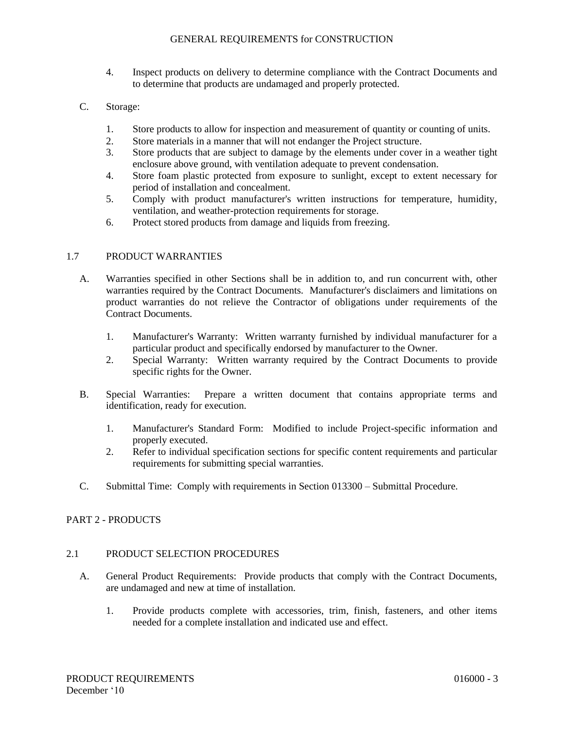4. Inspect products on delivery to determine compliance with the Contract Documents and to determine that products are undamaged and properly protected.

C. Storage:

1. Store products to allow for inspection and measurement of quantity or counting of units.
2. Store materials in a manner that will not endanger the Project structure.
3. Store products that are subject to damage by the elements under cover in a weather tight enclosure above ground, with ventilation adequate to prevent condensation.
4. Store foam plastic protected from exposure to sunlight, except to extent necessary for period of installation and concealment.
5. Comply with product manufacturer's written instructions for temperature, humidity, ventilation, and weather-protection requirements for storage.
6. Protect stored products from damage and liquids from freezing.

## 1.7 PRODUCT WARRANTIES

A. Warranties specified in other Sections shall be in addition to, and run concurrent with, other warranties required by the Contract Documents. Manufacturer's disclaimers and limitations on product warranties do not relieve the Contractor of obligations under requirements of the Contract Documents.

1. Manufacturer's Warranty: Written warranty furnished by individual manufacturer for a particular product and specifically endorsed by manufacturer to the Owner.
2. Special Warranty: Written warranty required by the Contract Documents to provide specific rights for the Owner.

B. Special Warranties: Prepare a written document that contains appropriate terms and identification, ready for execution.

1. Manufacturer's Standard Form: Modified to include Project-specific information and properly executed.
2. Refer to individual specification sections for specific content requirements and particular requirements for submitting special warranties.

C. Submittal Time: Comply with requirements in Section 013300 – Submittal Procedure.

# PART 2 - PRODUCTS

## 2.1 PRODUCT SELECTION PROCEDURES

A. General Product Requirements: Provide products that comply with the Contract Documents, are undamaged and new at time of installation.

1. Provide products complete with accessories, trim, finish, fasteners, and other items needed for a complete installation and indicated use and effect.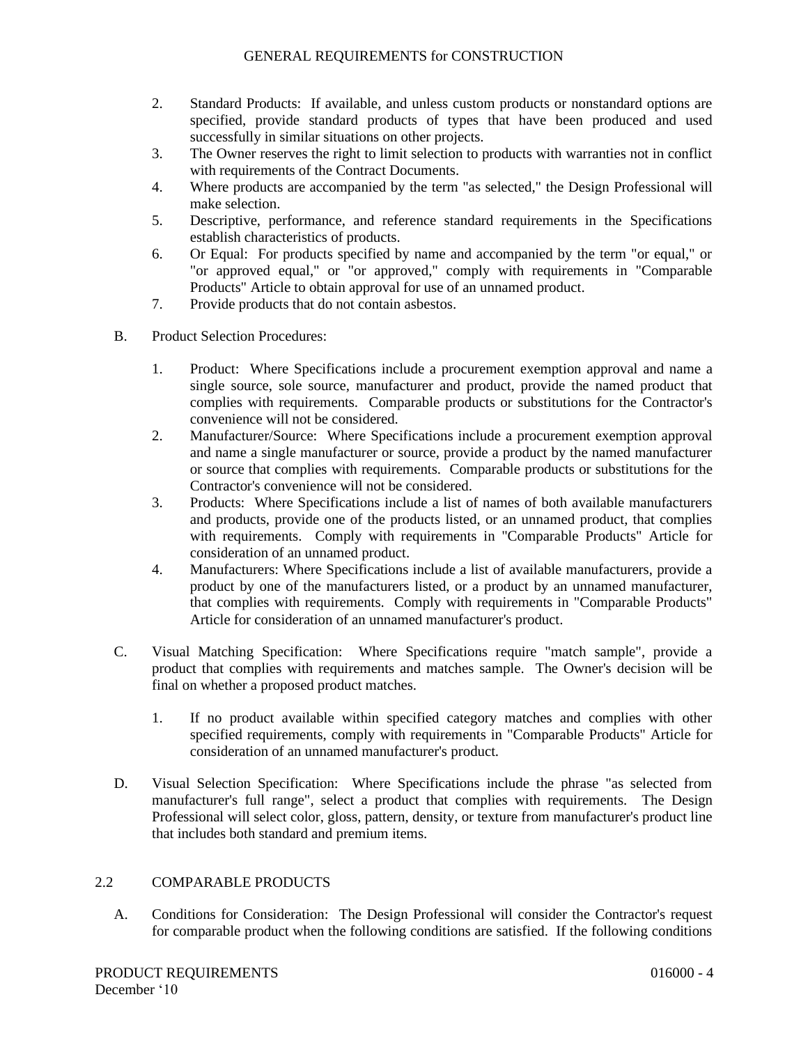2. Standard Products: If available, and unless custom products or nonstandard options are specified, provide standard products of types that have been produced and used successfully in similar situations on other projects.
3. The Owner reserves the right to limit selection to products with warranties not in conflict with requirements of the Contract Documents.
4. Where products are accompanied by the term "as selected," the Design Professional will make selection.
5. Descriptive, performance, and reference standard requirements in the Specifications establish characteristics of products.
6. Or Equal: For products specified by name and accompanied by the term "or equal," or "or approved equal," or "or approved," comply with requirements in "Comparable Products" Article to obtain approval for use of an unnamed product.
7. Provide products that do not contain asbestos.

B. Product Selection Procedures:

1. Product: Where Specifications include a procurement exemption approval and name a single source, sole source, manufacturer and product, provide the named product that complies with requirements. Comparable products or substitutions for the Contractor's convenience will not be considered.
2. Manufacturer/Source: Where Specifications include a procurement exemption approval and name a single manufacturer or source, provide a product by the named manufacturer or source that complies with requirements. Comparable products or substitutions for the Contractor's convenience will not be considered.
3. Products: Where Specifications include a list of names of both available manufacturers and products, provide one of the products listed, or an unnamed product, that complies with requirements. Comply with requirements in "Comparable Products" Article for consideration of an unnamed product.
4. Manufacturers: Where Specifications include a list of available manufacturers, provide a product by one of the manufacturers listed, or a product by an unnamed manufacturer, that complies with requirements. Comply with requirements in "Comparable Products" Article for consideration of an unnamed manufacturer's product.

C. Visual Matching Specification: Where Specifications require "match sample", provide a product that complies with requirements and matches sample. The Owner's decision will be final on whether a proposed product matches.

1. If no product available within specified category matches and complies with other specified requirements, comply with requirements in "Comparable Products" Article for consideration of an unnamed manufacturer's product.

D. Visual Selection Specification: Where Specifications include the phrase "as selected from manufacturer's full range", select a product that complies with requirements. The Design Professional will select color, gloss, pattern, density, or texture from manufacturer's product line that includes both standard and premium items.

## 2.2 COMPARABLE PRODUCTS

A. Conditions for Consideration: The Design Professional will consider the Contractor's request for comparable product when the following conditions are satisfied. If the following conditions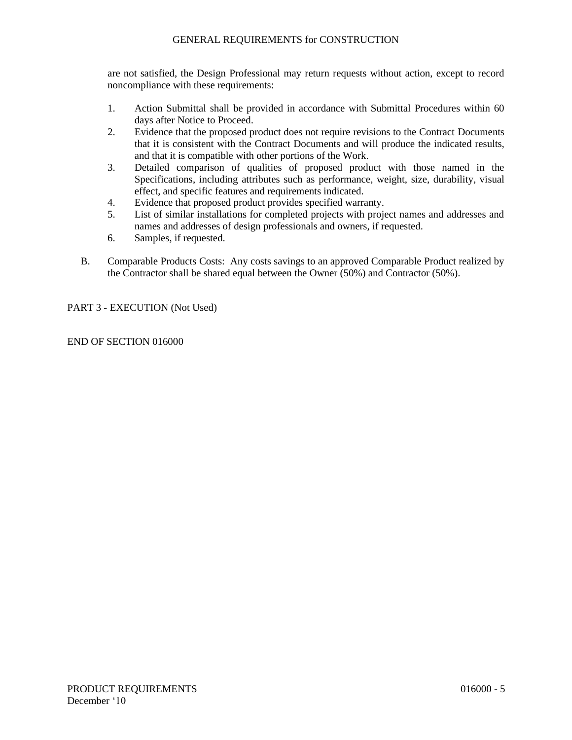are not satisfied, the Design Professional may return requests without action, except to record noncompliance with these requirements:

1. Action Submittal shall be provided in accordance with Submittal Procedures within 60 days after Notice to Proceed.
2. Evidence that the proposed product does not require revisions to the Contract Documents that it is consistent with the Contract Documents and will produce the indicated results, and that it is compatible with other portions of the Work.
3. Detailed comparison of qualities of proposed product with those named in the Specifications, including attributes such as performance, weight, size, durability, visual effect, and specific features and requirements indicated.
4. Evidence that proposed product provides specified warranty.
5. List of similar installations for completed projects with project names and addresses and names and addresses of design professionals and owners, if requested.
6. Samples, if requested.

B. Comparable Products Costs: Any costs savings to an approved Comparable Product realized by the Contractor shall be shared equal between the Owner (50%) and Contractor (50%).

PART 3 - EXECUTION (Not Used)

END OF SECTION 016000